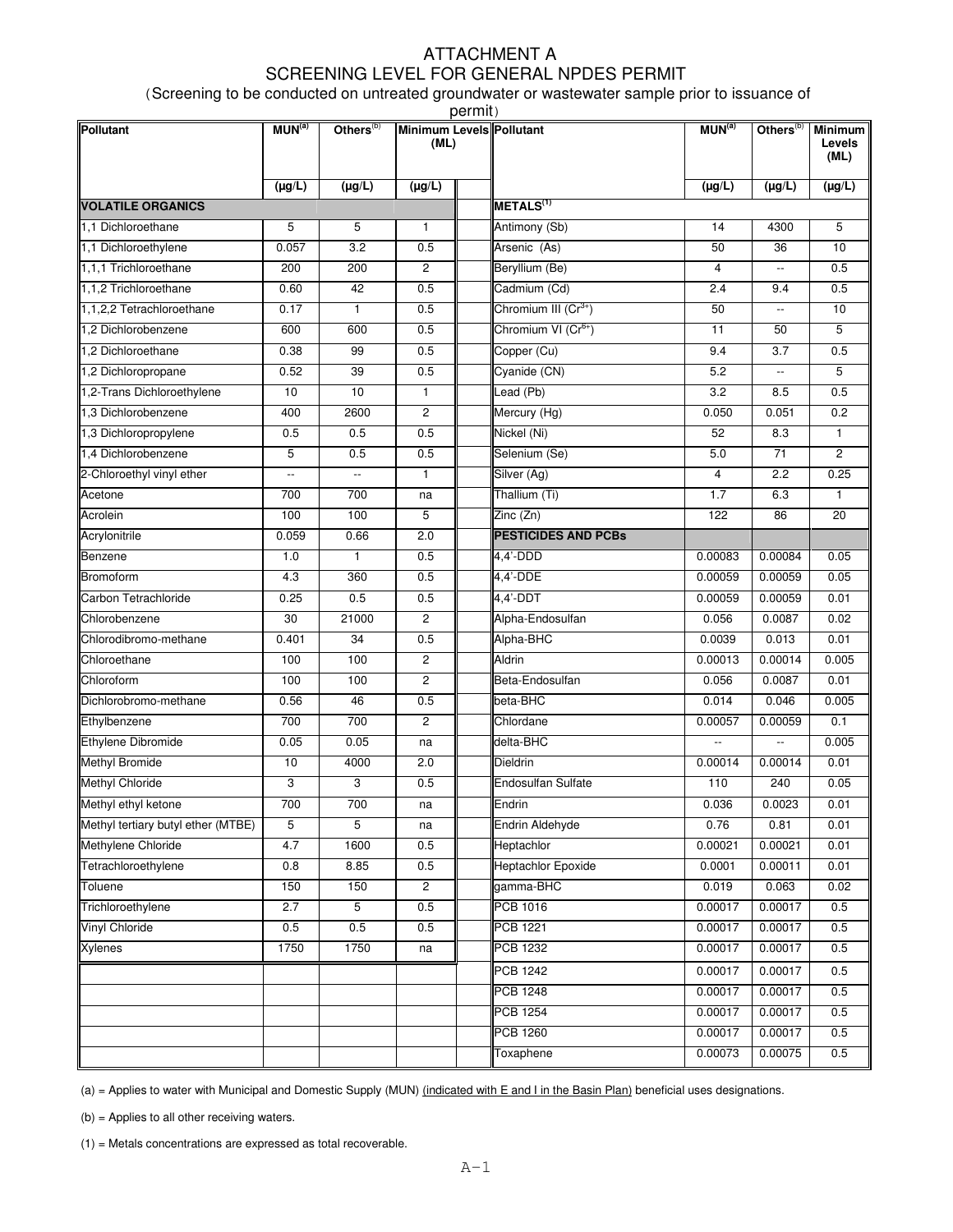# ATTACHMENT A
# SCREENING LEVEL FOR GENERAL NPDES PERMIT

(Screening to be conducted on untreated groundwater or wastewater sample prior to issuance of permit)

| Pollutant | MUN[(a)] | Others[(b)] | Minimum Levels (ML) | | Pollutant | MUN[(a)] | Others[(b)] | Minimum Levels (ML) |
|---|---|---|---|---|---|---|---|---|
| | (µg/L) | (µg/L) | (µg/L) | | | (µg/L) | (µg/L) | (µg/L) |
| **VOLATILE ORGANICS** | | | | | **METALS[(1)]** | | | |
| 1,1 Dichloroethane | 5 | 5 | 1 | | Antimony (Sb) | 14 | 4300 | 5 |
| 1,1 Dichloroethylene | 0.057 | 3.2 | 0.5 | | Arsenic (As) | 50 | 36 | 10 |
| 1,1,1 Trichloroethane | 200 | 200 | 2 | | Beryllium (Be) | 4 | -- | 0.5 |
| 1,1,2 Trichloroethane | 0.60 | 42 | 0.5 | | Cadmium (Cd) | 2.4 | 9.4 | 0.5 |
| 1,1,2,2 Tetrachloroethane | 0.17 | 1 | 0.5 | | Chromium III ($Cr^{3+}$) | 50 | -- | 10 |
| 1,2 Dichlorobenzene | 600 | 600 | 0.5 | | Chromium VI ($Cr^{6+}$) | 11 | 50 | 5 |
| 1,2 Dichloroethane | 0.38 | 99 | 0.5 | | Copper (Cu) | 9.4 | 3.7 | 0.5 |
| 1,2 Dichloropropane | 0.52 | 39 | 0.5 | | Cyanide (CN) | 5.2 | -- | 5 |
| 1,2-Trans Dichloroethylene | 10 | 10 | 1 | | Lead (Pb) | 3.2 | 8.5 | 0.5 |
| 1,3 Dichlorobenzene | 400 | 2600 | 2 | | Mercury (Hg) | 0.050 | 0.051 | 0.2 |
| 1,3 Dichloropropylene | 0.5 | 0.5 | 0.5 | | Nickel (Ni) | 52 | 8.3 | 1 |
| 1,4 Dichlorobenzene | 5 | 0.5 | 0.5 | | Selenium (Se) | 5.0 | 71 | 2 |
| 2-Chloroethyl vinyl ether | -- | -- | 1 | | Silver (Ag) | 4 | 2.2 | 0.25 |
| Acetone | 700 | 700 | na | | Thallium (Ti) | 1.7 | 6.3 | 1 |
| Acrolein | 100 | 100 | 5 | | Zinc (Zn) | 122 | 86 | 20 |
| Acrylonitrile | 0.059 | 0.66 | 2.0 | | **PESTICIDES AND PCBs** | | | |
| Benzene | 1.0 | 1 | 0.5 | | 4,4'-DDD | 0.00083 | 0.00084 | 0.05 |
| Bromoform | 4.3 | 360 | 0.5 | | 4,4'-DDE | 0.00059 | 0.00059 | 0.05 |
| Carbon Tetrachloride | 0.25 | 0.5 | 0.5 | | 4,4'-DDT | 0.00059 | 0.00059 | 0.01 |
| Chlorobenzene | 30 | 21000 | 2 | | Alpha-Endosulfan | 0.056 | 0.0087 | 0.02 |
| Chlorodibromo-methane | 0.401 | 34 | 0.5 | | Alpha-BHC | 0.0039 | 0.013 | 0.01 |
| Chloroethane | 100 | 100 | 2 | | Aldrin | 0.00013 | 0.00014 | 0.005 |
| Chloroform | 100 | 100 | 2 | | Beta-Endosulfan | 0.056 | 0.0087 | 0.01 |
| Dichlorobromo-methane | 0.56 | 46 | 0.5 | | beta-BHC | 0.014 | 0.046 | 0.005 |
| Ethylbenzene | 700 | 700 | 2 | | Chlordane | 0.00057 | 0.00059 | 0.1 |
| Ethylene Dibromide | 0.05 | 0.05 | na | | delta-BHC | -- | -- | 0.005 |
| Methyl Bromide | 10 | 4000 | 2.0 | | Dieldrin | 0.00014 | 0.00014 | 0.01 |
| Methyl Chloride | 3 | 3 | 0.5 | | Endosulfan Sulfate | 110 | 240 | 0.05 |
| Methyl ethyl ketone | 700 | 700 | na | | Endrin | 0.036 | 0.0023 | 0.01 |
| Methyl tertiary butyl ether (MTBE) | 5 | 5 | na | | Endrin Aldehyde | 0.76 | 0.81 | 0.01 |
| Methylene Chloride | 4.7 | 1600 | 0.5 | | Heptachlor | 0.00021 | 0.00021 | 0.01 |
| Tetrachloroethylene | 0.8 | 8.85 | 0.5 | | Heptachlor Epoxide | 0.0001 | 0.00011 | 0.01 |
| Toluene | 150 | 150 | 2 | | gamma-BHC | 0.019 | 0.063 | 0.02 |
| Trichloroethylene | 2.7 | 5 | 0.5 | | PCB 1016 | 0.00017 | 0.00017 | 0.5 |
| Vinyl Chloride | 0.5 | 0.5 | 0.5 | | PCB 1221 | 0.00017 | 0.00017 | 0.5 |
| Xylenes | 1750 | 1750 | na | | PCB 1232 | 0.00017 | 0.00017 | 0.5 |
| | | | | | PCB 1242 | 0.00017 | 0.00017 | 0.5 |
| | | | | | PCB 1248 | 0.00017 | 0.00017 | 0.5 |
| | | | | | PCB 1254 | 0.00017 | 0.00017 | 0.5 |
| | | | | | PCB 1260 | 0.00017 | 0.00017 | 0.5 |
| | | | | | Toxaphene | 0.00073 | 0.00075 | 0.5 |

(a) = Applies to water with Municipal and Domestic Supply (MUN) (indicated with E and I in the Basin Plan) beneficial uses designations.

(b) = Applies to all other receiving waters.

(1) = Metals concentrations are expressed as total recoverable.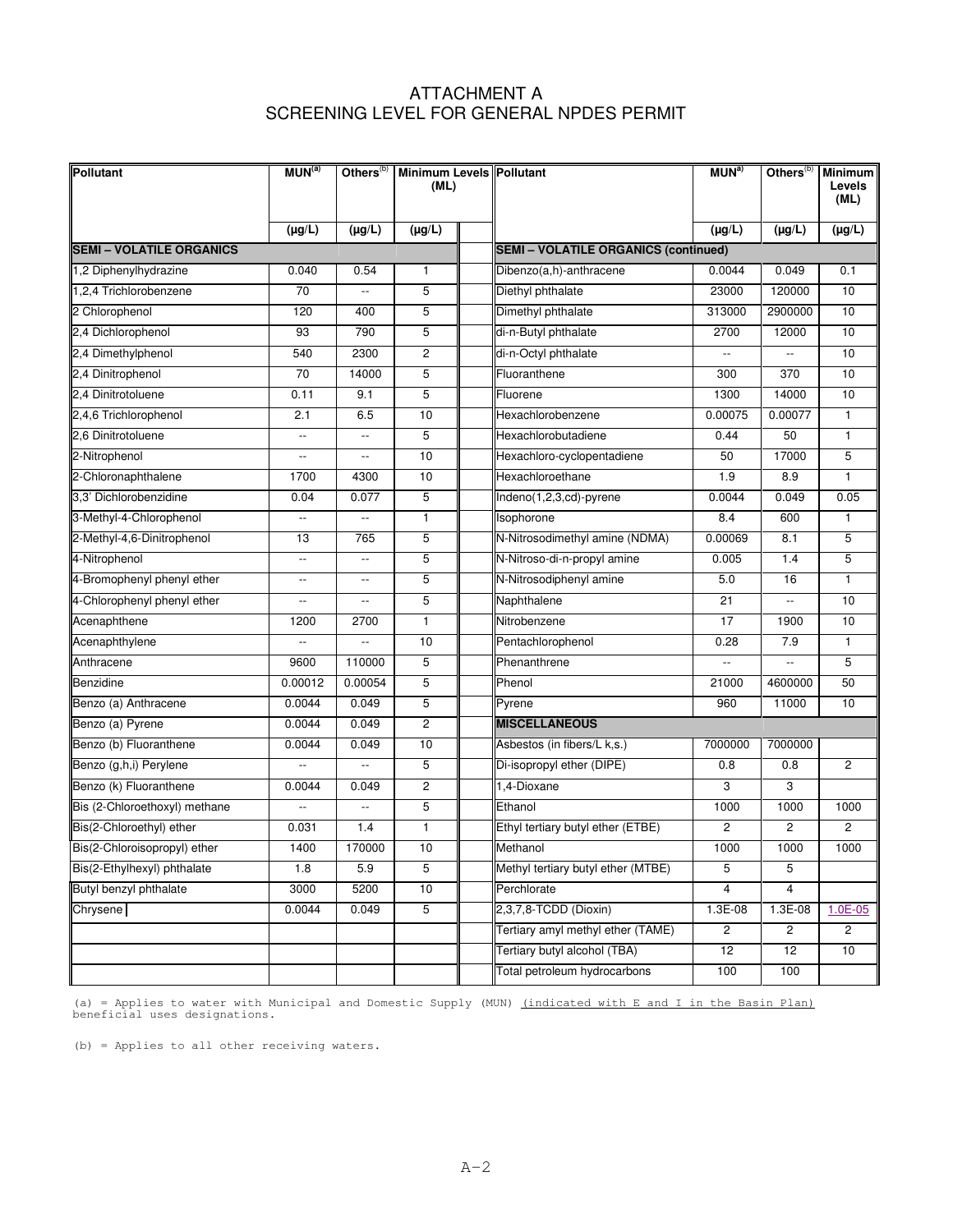# ATTACHMENT A
# SCREENING LEVEL FOR GENERAL NPDES PERMIT

| Pollutant | MUN[(a)] | Others[(b)] | Minimum Levels (ML) | | Pollutant | MUN[a)] | Others[(b)] | Minimum Levels (ML) |
|---|---|---|---|---|---|---|---|---|
| | (µg/L) | (µg/L) | (µg/L) | | | (µg/L) | (µg/L) | (µg/L) |
| **SEMI – VOLATILE ORGANICS** | | | | | **SEMI – VOLATILE ORGANICS (continued)** | | | |
| 1,2 Diphenylhydrazine | 0.040 | 0.54 | 1 | | Dibenzo(a,h)-anthracene | 0.0044 | 0.049 | 0.1 |
| 1,2,4 Trichlorobenzene | 70 | -- | 5 | | Diethyl phthalate | 23000 | 120000 | 10 |
| 2 Chlorophenol | 120 | 400 | 5 | | Dimethyl phthalate | 313000 | 2900000 | 10 |
| 2,4 Dichlorophenol | 93 | 790 | 5 | | di-n-Butyl phthalate | 2700 | 12000 | 10 |
| 2,4 Dimethylphenol | 540 | 2300 | 2 | | di-n-Octyl phthalate | -- | -- | 10 |
| 2,4 Dinitrophenol | 70 | 14000 | 5 | | Fluoranthene | 300 | 370 | 10 |
| 2,4 Dinitrotoluene | 0.11 | 9.1 | 5 | | Fluorene | 1300 | 14000 | 10 |
| 2,4,6 Trichlorophenol | 2.1 | 6.5 | 10 | | Hexachlorobenzene | 0.00075 | 0.00077 | 1 |
| 2,6 Dinitrotoluene | -- | -- | 5 | | Hexachlorobutadiene | 0.44 | 50 | 1 |
| 2-Nitrophenol | -- | -- | 10 | | Hexachloro-cyclopentadiene | 50 | 17000 | 5 |
| 2-Chloronaphthalene | 1700 | 4300 | 10 | | Hexachloroethane | 1.9 | 8.9 | 1 |
| 3,3' Dichlorobenzidine | 0.04 | 0.077 | 5 | | Indeno(1,2,3,cd)-pyrene | 0.0044 | 0.049 | 0.05 |
| 3-Methyl-4-Chlorophenol | -- | -- | 1 | | Isophorone | 8.4 | 600 | 1 |
| 2-Methyl-4,6-Dinitrophenol | 13 | 765 | 5 | | N-Nitrosodimethyl amine (NDMA) | 0.00069 | 8.1 | 5 |
| 4-Nitrophenol | -- | -- | 5 | | N-Nitroso-di-n-propyl amine | 0.005 | 1.4 | 5 |
| 4-Bromophenyl phenyl ether | -- | -- | 5 | | N-Nitrosodiphenyl amine | 5.0 | 16 | 1 |
| 4-Chlorophenyl phenyl ether | -- | -- | 5 | | Naphthalene | 21 | -- | 10 |
| Acenaphthene | 1200 | 2700 | 1 | | Nitrobenzene | 17 | 1900 | 10 |
| Acenaphthylene | -- | -- | 10 | | Pentachlorophenol | 0.28 | 7.9 | 1 |
| Anthracene | 9600 | 110000 | 5 | | Phenanthrene | -- | -- | 5 |
| Benzidine | 0.00012 | 0.00054 | 5 | | Phenol | 21000 | 4600000 | 50 |
| Benzo (a) Anthracene | 0.0044 | 0.049 | 5 | | Pyrene | 960 | 11000 | 10 |
| Benzo (a) Pyrene | 0.0044 | 0.049 | 2 | | **MISCELLANEOUS** | | | |
| Benzo (b) Fluoranthene | 0.0044 | 0.049 | 10 | | Asbestos (in fibers/L k,s.) | 7000000 | 7000000 | |
| Benzo (g,h,i) Perylene | -- | -- | 5 | | Di-isopropyl ether (DIPE) | 0.8 | 0.8 | 2 |
| Benzo (k) Fluoranthene | 0.0044 | 0.049 | 2 | | 1,4-Dioxane | 3 | 3 | |
| Bis (2-Chloroethoxyl) methane | -- | -- | 5 | | Ethanol | 1000 | 1000 | 1000 |
| Bis(2-Chloroethyl) ether | 0.031 | 1.4 | 1 | | Ethyl tertiary butyl ether (ETBE) | 2 | 2 | 2 |
| Bis(2-Chloroisopropyl) ether | 1400 | 170000 | 10 | | Methanol | 1000 | 1000 | 1000 |
| Bis(2-Ethylhexyl) phthalate | 1.8 | 5.9 | 5 | | Methyl tertiary butyl ether (MTBE) | 5 | 5 | |
| Butyl benzyl phthalate | 3000 | 5200 | 10 | | Perchlorate | 4 | 4 | |
| Chrysene | 0.0044 | 0.049 | 5 | | 2,3,7,8-TCDD (Dioxin) | 1.3E-08 | 1.3E-08 | 1.0E-05 |
| | | | | | Tertiary amyl methyl ether (TAME) | 2 | 2 | 2 |
| | | | | | Tertiary butyl alcohol (TBA) | 12 | 12 | 10 |
| | | | | | Total petroleum hydrocarbons | 100 | 100 | |

(a) = Applies to water with Municipal and Domestic Supply (MUN) (indicated with E and I in the Basin Plan) beneficial uses designations.

(b) = Applies to all other receiving waters.